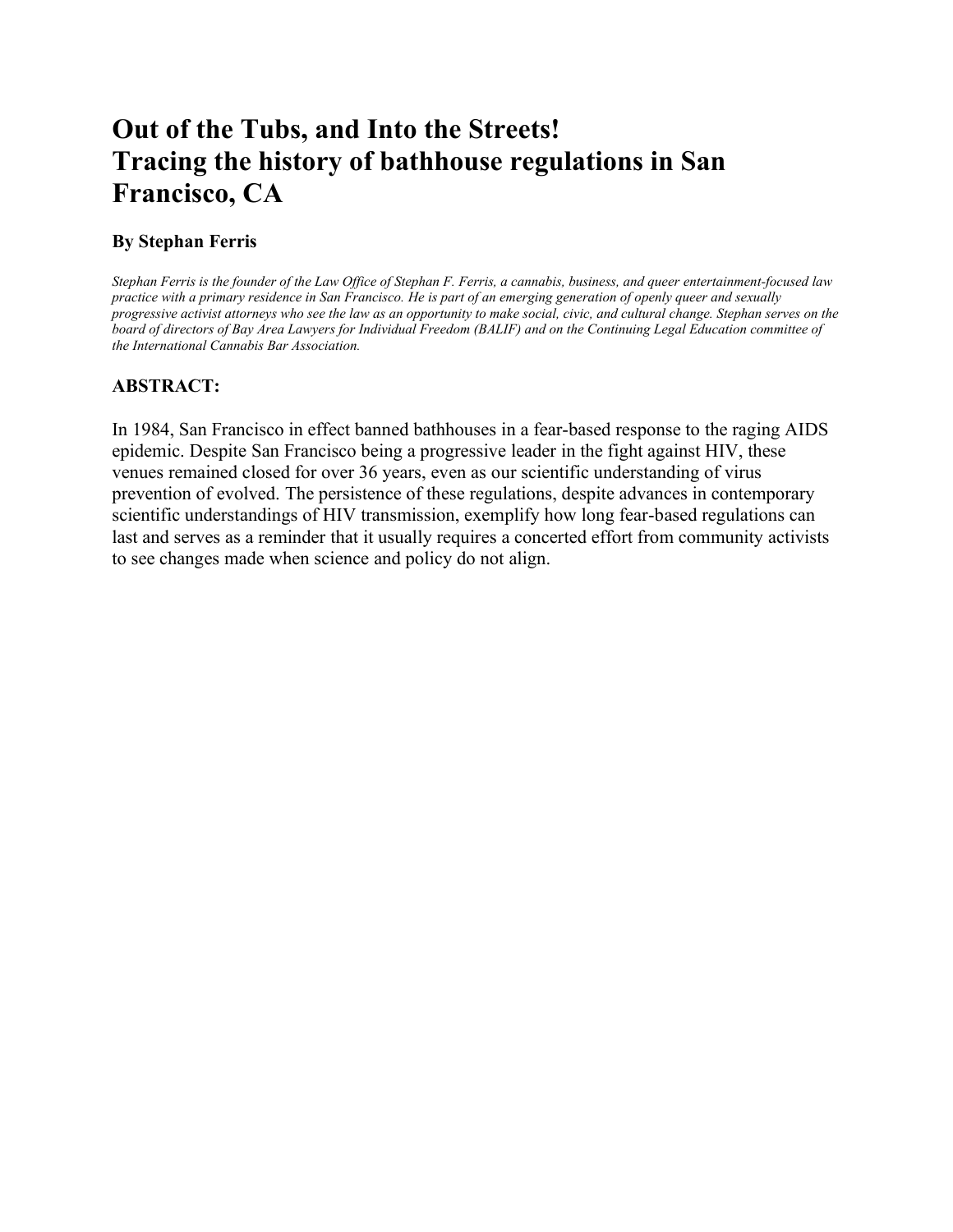# Out of the Tubs, and Into the Streets!
# Tracing the history of bathhouse regulations in San Francisco, CA

### By Stephan Ferris

*Stephan Ferris is the founder of the Law Office of Stephan F. Ferris, a cannabis, business, and queer entertainment-focused law practice with a primary residence in San Francisco. He is part of an emerging generation of openly queer and sexually progressive activist attorneys who see the law as an opportunity to make social, civic, and cultural change. Stephan serves on the board of directors of Bay Area Lawyers for Individual Freedom (BALIF) and on the Continuing Legal Education committee of the International Cannabis Bar Association.*

### ABSTRACT:

In 1984, San Francisco in effect banned bathhouses in a fear-based response to the raging AIDS epidemic. Despite San Francisco being a progressive leader in the fight against HIV, these venues remained closed for over 36 years, even as our scientific understanding of virus prevention of evolved. The persistence of these regulations, despite advances in contemporary scientific understandings of HIV transmission, exemplify how long fear-based regulations can last and serves as a reminder that it usually requires a concerted effort from community activists to see changes made when science and policy do not align.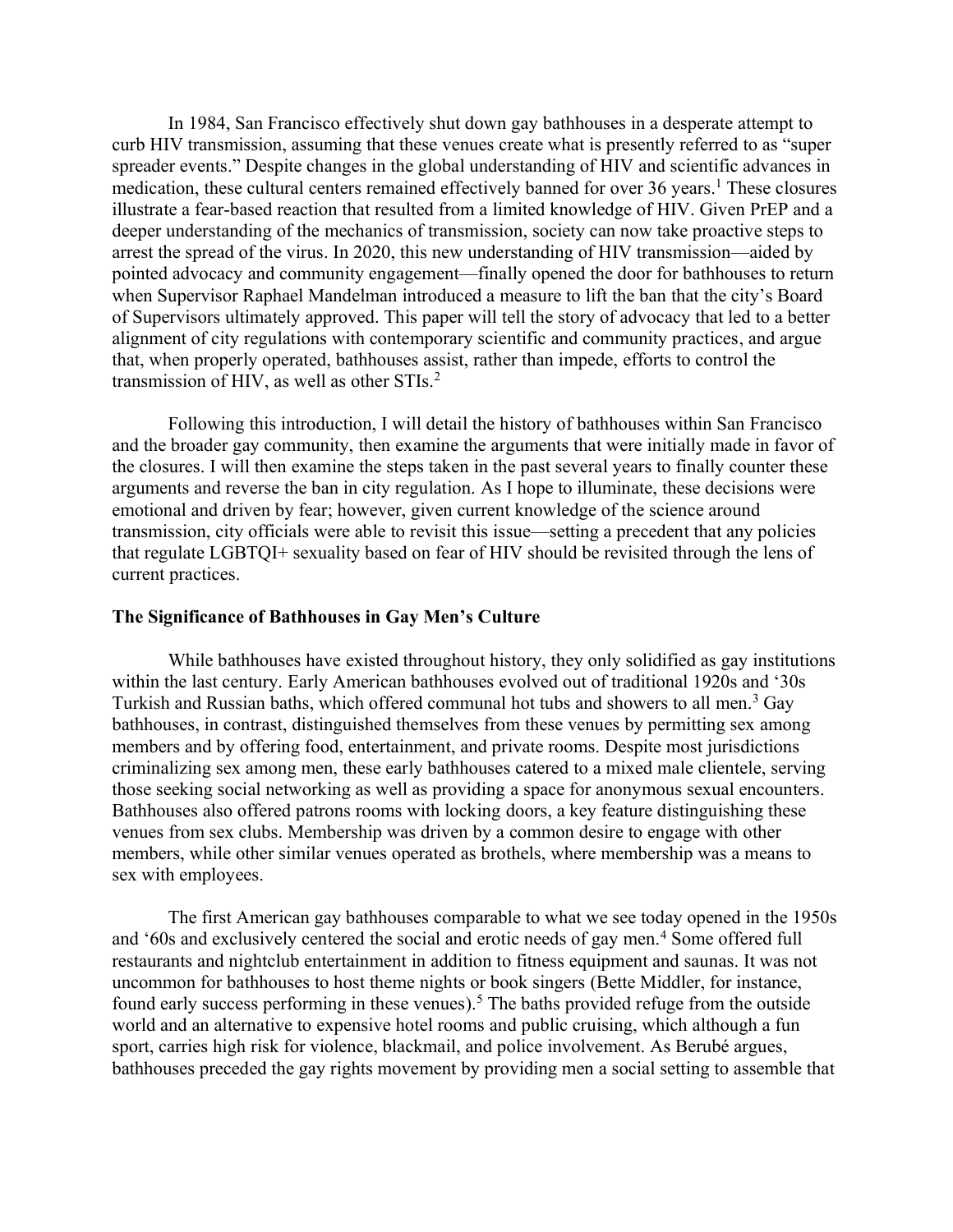In 1984, San Francisco effectively shut down gay bathhouses in a desperate attempt to curb HIV transmission, assuming that these venues create what is presently referred to as "super spreader events." Despite changes in the global understanding of HIV and scientific advances in medication, these cultural centers remained effectively banned for over 36 years.[1] These closures illustrate a fear-based reaction that resulted from a limited knowledge of HIV. Given PrEP and a deeper understanding of the mechanics of transmission, society can now take proactive steps to arrest the spread of the virus. In 2020, this new understanding of HIV transmission—aided by pointed advocacy and community engagement—finally opened the door for bathhouses to return when Supervisor Raphael Mandelman introduced a measure to lift the ban that the city's Board of Supervisors ultimately approved. This paper will tell the story of advocacy that led to a better alignment of city regulations with contemporary scientific and community practices, and argue that, when properly operated, bathhouses assist, rather than impede, efforts to control the transmission of HIV, as well as other STIs.[2]

Following this introduction, I will detail the history of bathhouses within San Francisco and the broader gay community, then examine the arguments that were initially made in favor of the closures. I will then examine the steps taken in the past several years to finally counter these arguments and reverse the ban in city regulation. As I hope to illuminate, these decisions were emotional and driven by fear; however, given current knowledge of the science around transmission, city officials were able to revisit this issue—setting a precedent that any policies that regulate LGBTQI+ sexuality based on fear of HIV should be revisited through the lens of current practices.

**The Significance of Bathhouses in Gay Men's Culture**

While bathhouses have existed throughout history, they only solidified as gay institutions within the last century. Early American bathhouses evolved out of traditional 1920s and '30s Turkish and Russian baths, which offered communal hot tubs and showers to all men.[3] Gay bathhouses, in contrast, distinguished themselves from these venues by permitting sex among members and by offering food, entertainment, and private rooms. Despite most jurisdictions criminalizing sex among men, these early bathhouses catered to a mixed male clientele, serving those seeking social networking as well as providing a space for anonymous sexual encounters. Bathhouses also offered patrons rooms with locking doors, a key feature distinguishing these venues from sex clubs. Membership was driven by a common desire to engage with other members, while other similar venues operated as brothels, where membership was a means to sex with employees.

The first American gay bathhouses comparable to what we see today opened in the 1950s and '60s and exclusively centered the social and erotic needs of gay men.[4] Some offered full restaurants and nightclub entertainment in addition to fitness equipment and saunas. It was not uncommon for bathhouses to host theme nights or book singers (Bette Middler, for instance, found early success performing in these venues).[5] The baths provided refuge from the outside world and an alternative to expensive hotel rooms and public cruising, which although a fun sport, carries high risk for violence, blackmail, and police involvement. As Berubé argues, bathhouses preceded the gay rights movement by providing men a social setting to assemble that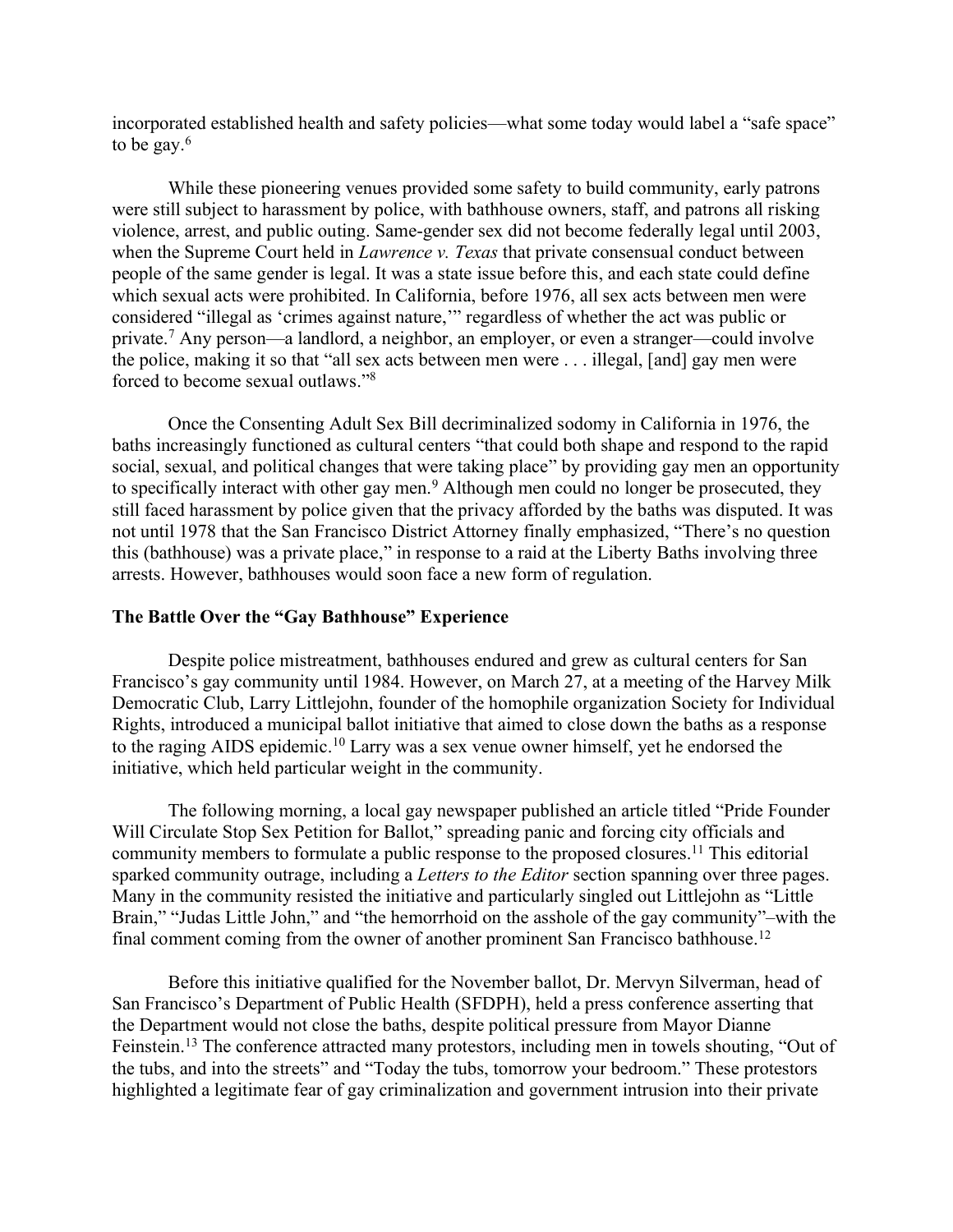incorporated established health and safety policies—what some today would label a "safe space" to be gay.[6]

While these pioneering venues provided some safety to build community, early patrons were still subject to harassment by police, with bathhouse owners, staff, and patrons all risking violence, arrest, and public outing. Same-gender sex did not become federally legal until 2003, when the Supreme Court held in *Lawrence v. Texas* that private consensual conduct between people of the same gender is legal. It was a state issue before this, and each state could define which sexual acts were prohibited. In California, before 1976, all sex acts between men were considered "illegal as 'crimes against nature,'" regardless of whether the act was public or private.[7] Any person—a landlord, a neighbor, an employer, or even a stranger—could involve the police, making it so that "all sex acts between men were . . . illegal, [and] gay men were forced to become sexual outlaws."[8]

Once the Consenting Adult Sex Bill decriminalized sodomy in California in 1976, the baths increasingly functioned as cultural centers "that could both shape and respond to the rapid social, sexual, and political changes that were taking place" by providing gay men an opportunity to specifically interact with other gay men.[9] Although men could no longer be prosecuted, they still faced harassment by police given that the privacy afforded by the baths was disputed. It was not until 1978 that the San Francisco District Attorney finally emphasized, "There's no question this (bathhouse) was a private place," in response to a raid at the Liberty Baths involving three arrests. However, bathhouses would soon face a new form of regulation.

**The Battle Over the "Gay Bathhouse" Experience**

Despite police mistreatment, bathhouses endured and grew as cultural centers for San Francisco's gay community until 1984. However, on March 27, at a meeting of the Harvey Milk Democratic Club, Larry Littlejohn, founder of the homophile organization Society for Individual Rights, introduced a municipal ballot initiative that aimed to close down the baths as a response to the raging AIDS epidemic.[10] Larry was a sex venue owner himself, yet he endorsed the initiative, which held particular weight in the community.

The following morning, a local gay newspaper published an article titled "Pride Founder Will Circulate Stop Sex Petition for Ballot," spreading panic and forcing city officials and community members to formulate a public response to the proposed closures.[11] This editorial sparked community outrage, including a *Letters to the Editor* section spanning over three pages. Many in the community resisted the initiative and particularly singled out Littlejohn as "Little Brain," "Judas Little John," and "the hemorrhoid on the asshole of the gay community"–with the final comment coming from the owner of another prominent San Francisco bathhouse.[12]

Before this initiative qualified for the November ballot, Dr. Mervyn Silverman, head of San Francisco's Department of Public Health (SFDPH), held a press conference asserting that the Department would not close the baths, despite political pressure from Mayor Dianne Feinstein.[13] The conference attracted many protestors, including men in towels shouting, "Out of the tubs, and into the streets" and "Today the tubs, tomorrow your bedroom." These protestors highlighted a legitimate fear of gay criminalization and government intrusion into their private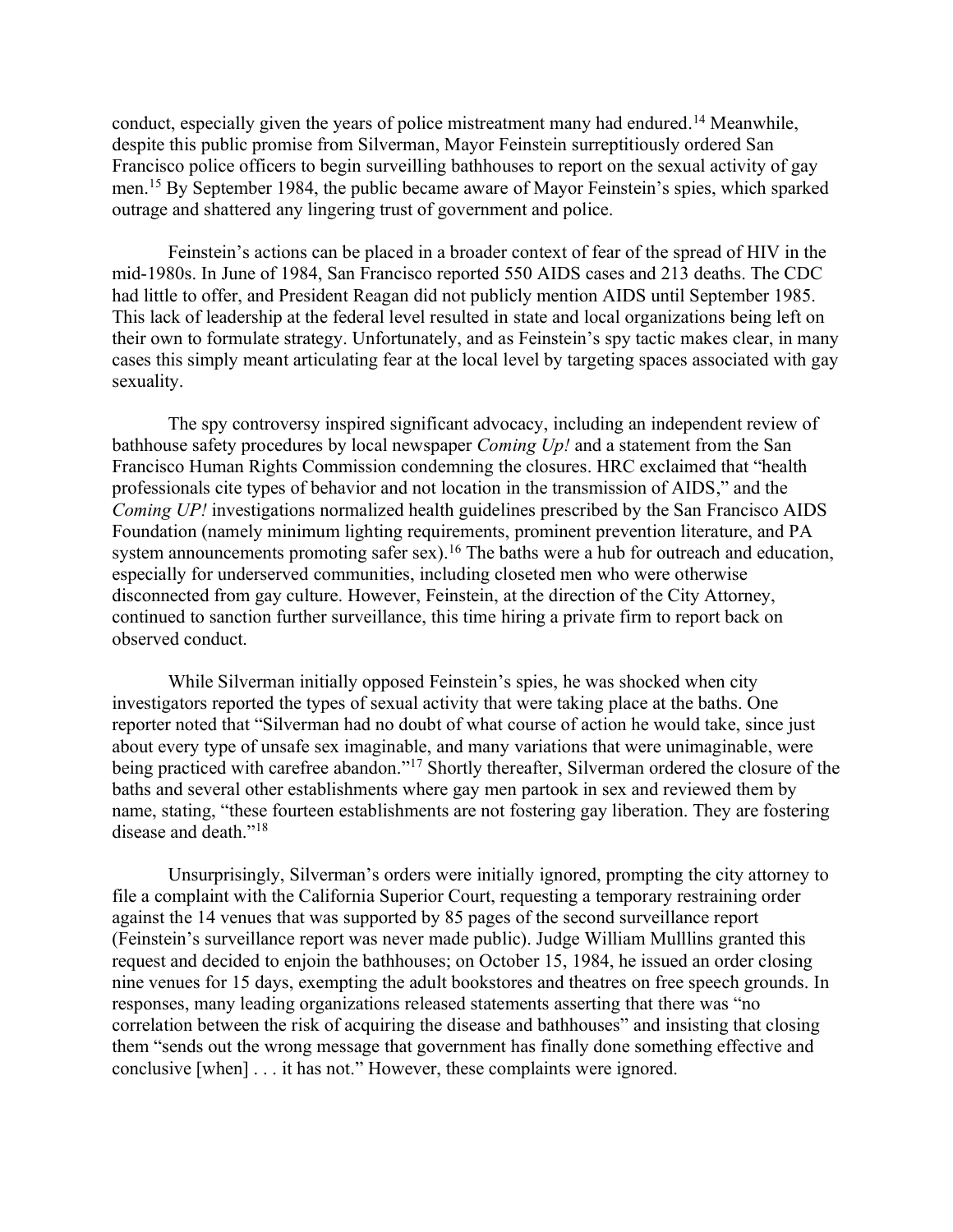conduct, especially given the years of police mistreatment many had endured.[14] Meanwhile, despite this public promise from Silverman, Mayor Feinstein surreptitiously ordered San Francisco police officers to begin surveilling bathhouses to report on the sexual activity of gay men.[15] By September 1984, the public became aware of Mayor Feinstein's spies, which sparked outrage and shattered any lingering trust of government and police.

Feinstein's actions can be placed in a broader context of fear of the spread of HIV in the mid-1980s. In June of 1984, San Francisco reported 550 AIDS cases and 213 deaths. The CDC had little to offer, and President Reagan did not publicly mention AIDS until September 1985. This lack of leadership at the federal level resulted in state and local organizations being left on their own to formulate strategy. Unfortunately, and as Feinstein's spy tactic makes clear, in many cases this simply meant articulating fear at the local level by targeting spaces associated with gay sexuality.

The spy controversy inspired significant advocacy, including an independent review of bathhouse safety procedures by local newspaper *Coming Up!* and a statement from the San Francisco Human Rights Commission condemning the closures. HRC exclaimed that "health professionals cite types of behavior and not location in the transmission of AIDS," and the *Coming UP!* investigations normalized health guidelines prescribed by the San Francisco AIDS Foundation (namely minimum lighting requirements, prominent prevention literature, and PA system announcements promoting safer sex).[16] The baths were a hub for outreach and education, especially for underserved communities, including closeted men who were otherwise disconnected from gay culture. However, Feinstein, at the direction of the City Attorney, continued to sanction further surveillance, this time hiring a private firm to report back on observed conduct.

While Silverman initially opposed Feinstein's spies, he was shocked when city investigators reported the types of sexual activity that were taking place at the baths. One reporter noted that "Silverman had no doubt of what course of action he would take, since just about every type of unsafe sex imaginable, and many variations that were unimaginable, were being practiced with carefree abandon."[17] Shortly thereafter, Silverman ordered the closure of the baths and several other establishments where gay men partook in sex and reviewed them by name, stating, "these fourteen establishments are not fostering gay liberation. They are fostering disease and death."[18]

Unsurprisingly, Silverman's orders were initially ignored, prompting the city attorney to file a complaint with the California Superior Court, requesting a temporary restraining order against the 14 venues that was supported by 85 pages of the second surveillance report (Feinstein's surveillance report was never made public). Judge William Mulllins granted this request and decided to enjoin the bathhouses; on October 15, 1984, he issued an order closing nine venues for 15 days, exempting the adult bookstores and theatres on free speech grounds. In responses, many leading organizations released statements asserting that there was "no correlation between the risk of acquiring the disease and bathhouses" and insisting that closing them "sends out the wrong message that government has finally done something effective and conclusive [when] . . . it has not." However, these complaints were ignored.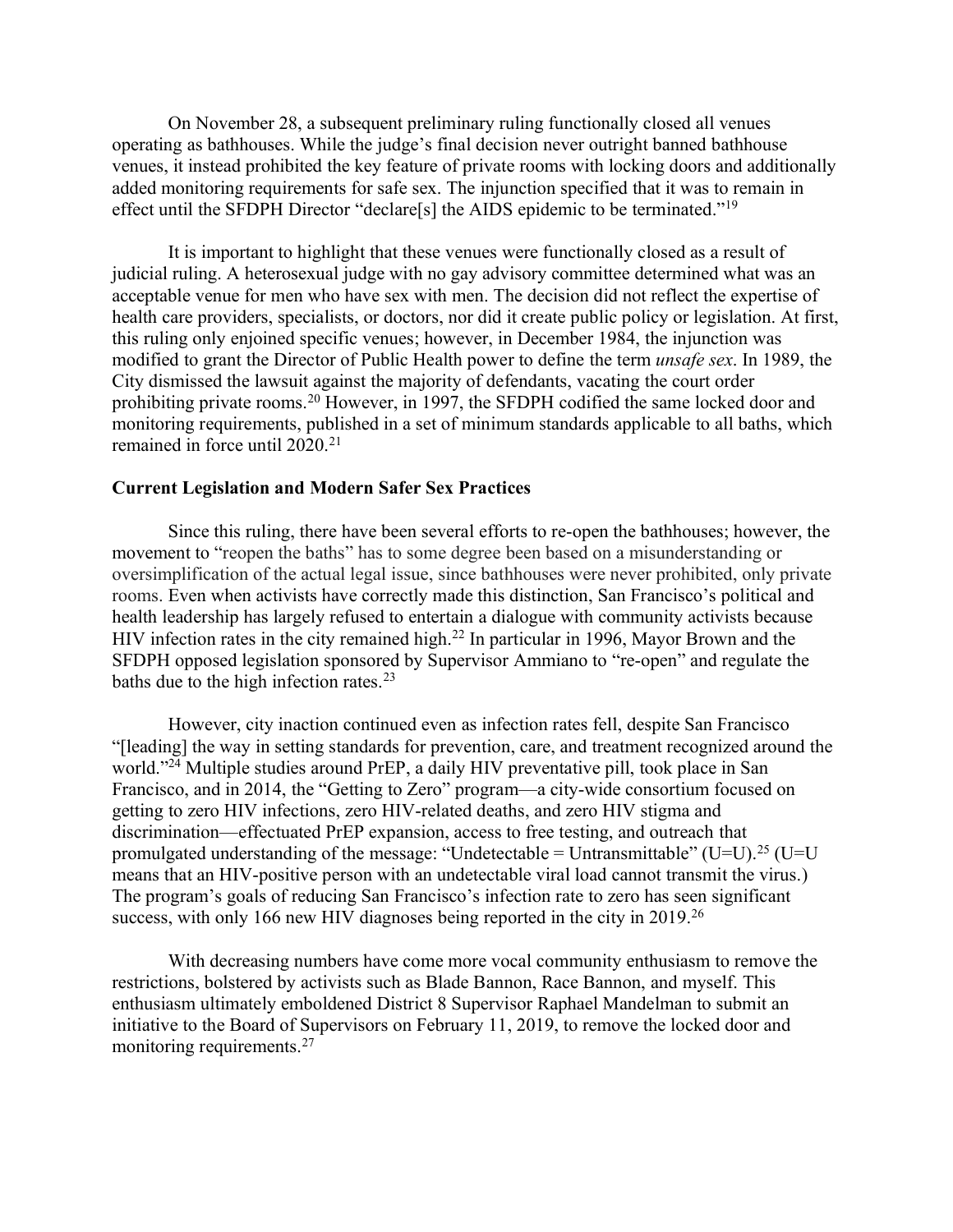On November 28, a subsequent preliminary ruling functionally closed all venues operating as bathhouses. While the judge's final decision never outright banned bathhouse venues, it instead prohibited the key feature of private rooms with locking doors and additionally added monitoring requirements for safe sex. The injunction specified that it was to remain in effect until the SFDPH Director "declare[s] the AIDS epidemic to be terminated."[19]

It is important to highlight that these venues were functionally closed as a result of judicial ruling. A heterosexual judge with no gay advisory committee determined what was an acceptable venue for men who have sex with men. The decision did not reflect the expertise of health care providers, specialists, or doctors, nor did it create public policy or legislation. At first, this ruling only enjoined specific venues; however, in December 1984, the injunction was modified to grant the Director of Public Health power to define the term *unsafe sex*. In 1989, the City dismissed the lawsuit against the majority of defendants, vacating the court order prohibiting private rooms.[20] However, in 1997, the SFDPH codified the same locked door and monitoring requirements, published in a set of minimum standards applicable to all baths, which remained in force until 2020.[21]

**Current Legislation and Modern Safer Sex Practices**

Since this ruling, there have been several efforts to re-open the bathhouses; however, the movement to "reopen the baths" has to some degree been based on a misunderstanding or oversimplification of the actual legal issue, since bathhouses were never prohibited, only private rooms. Even when activists have correctly made this distinction, San Francisco's political and health leadership has largely refused to entertain a dialogue with community activists because HIV infection rates in the city remained high.[22] In particular in 1996, Mayor Brown and the SFDPH opposed legislation sponsored by Supervisor Ammiano to "re-open" and regulate the baths due to the high infection rates.[23]

However, city inaction continued even as infection rates fell, despite San Francisco "[leading] the way in setting standards for prevention, care, and treatment recognized around the world."[24] Multiple studies around PrEP, a daily HIV preventative pill, took place in San Francisco, and in 2014, the "Getting to Zero" program—a city-wide consortium focused on getting to zero HIV infections, zero HIV-related deaths, and zero HIV stigma and discrimination—effectuated PrEP expansion, access to free testing, and outreach that promulgated understanding of the message: "Undetectable = Untransmittable" (U=U).[25] (U=U means that an HIV-positive person with an undetectable viral load cannot transmit the virus.) The program's goals of reducing San Francisco's infection rate to zero has seen significant success, with only 166 new HIV diagnoses being reported in the city in 2019.[26]

With decreasing numbers have come more vocal community enthusiasm to remove the restrictions, bolstered by activists such as Blade Bannon, Race Bannon, and myself. This enthusiasm ultimately emboldened District 8 Supervisor Raphael Mandelman to submit an initiative to the Board of Supervisors on February 11, 2019, to remove the locked door and monitoring requirements.[27]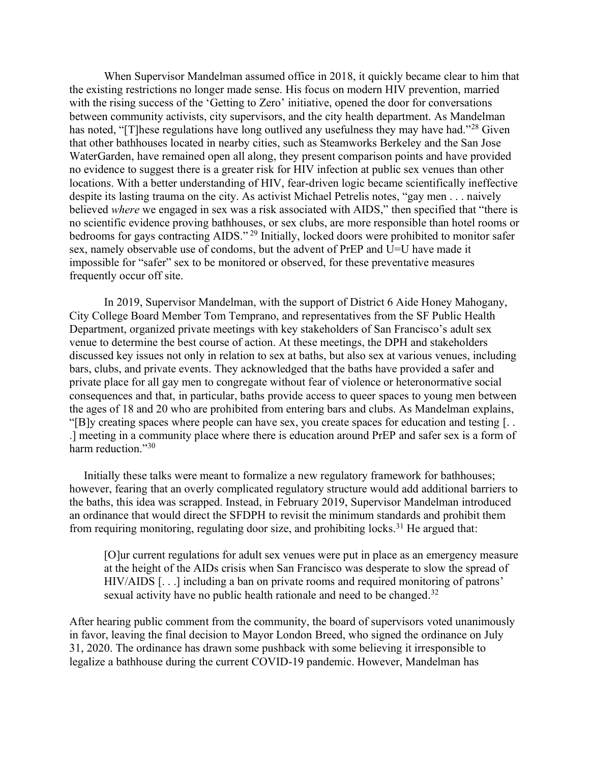When Supervisor Mandelman assumed office in 2018, it quickly became clear to him that the existing restrictions no longer made sense. His focus on modern HIV prevention, married with the rising success of the 'Getting to Zero' initiative, opened the door for conversations between community activists, city supervisors, and the city health department. As Mandelman has noted, "[T]hese regulations have long outlived any usefulness they may have had."[28] Given that other bathhouses located in nearby cities, such as Steamworks Berkeley and the San Jose WaterGarden, have remained open all along, they present comparison points and have provided no evidence to suggest there is a greater risk for HIV infection at public sex venues than other locations. With a better understanding of HIV, fear-driven logic became scientifically ineffective despite its lasting trauma on the city. As activist Michael Petrelis notes, "gay men . . . naively believed *where* we engaged in sex was a risk associated with AIDS," then specified that "there is no scientific evidence proving bathhouses, or sex clubs, are more responsible than hotel rooms or bedrooms for gays contracting AIDS."[29] Initially, locked doors were prohibited to monitor safer sex, namely observable use of condoms, but the advent of PrEP and U=U have made it impossible for "safer" sex to be monitored or observed, for these preventative measures frequently occur off site.

In 2019, Supervisor Mandelman, with the support of District 6 Aide Honey Mahogany, City College Board Member Tom Temprano, and representatives from the SF Public Health Department, organized private meetings with key stakeholders of San Francisco's adult sex venue to determine the best course of action. At these meetings, the DPH and stakeholders discussed key issues not only in relation to sex at baths, but also sex at various venues, including bars, clubs, and private events. They acknowledged that the baths have provided a safer and private place for all gay men to congregate without fear of violence or heteronormative social consequences and that, in particular, baths provide access to queer spaces to young men between the ages of 18 and 20 who are prohibited from entering bars and clubs. As Mandelman explains, "[B]y creating spaces where people can have sex, you create spaces for education and testing [. . .] meeting in a community place where there is education around PrEP and safer sex is a form of harm reduction."[30]

Initially these talks were meant to formalize a new regulatory framework for bathhouses; however, fearing that an overly complicated regulatory structure would add additional barriers to the baths, this idea was scrapped. Instead, in February 2019, Supervisor Mandelman introduced an ordinance that would direct the SFDPH to revisit the minimum standards and prohibit them from requiring monitoring, regulating door size, and prohibiting locks.[31] He argued that:

> [O]ur current regulations for adult sex venues were put in place as an emergency measure at the height of the AIDs crisis when San Francisco was desperate to slow the spread of HIV/AIDS [. . .] including a ban on private rooms and required monitoring of patrons' sexual activity have no public health rationale and need to be changed.[32]

After hearing public comment from the community, the board of supervisors voted unanimously in favor, leaving the final decision to Mayor London Breed, who signed the ordinance on July 31, 2020. The ordinance has drawn some pushback with some believing it irresponsible to legalize a bathhouse during the current COVID-19 pandemic. However, Mandelman has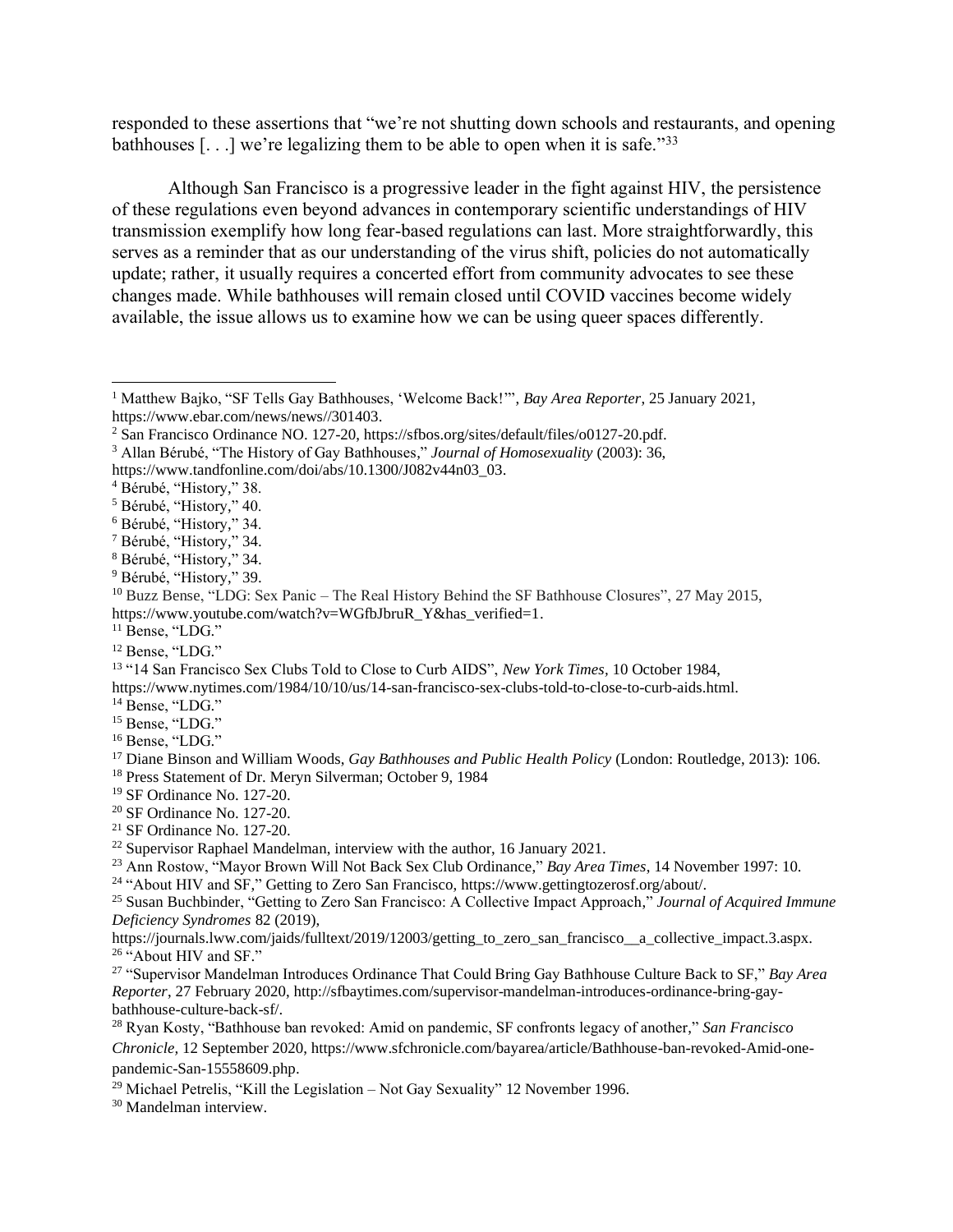responded to these assertions that "we're not shutting down schools and restaurants, and opening bathhouses [. . .] we're legalizing them to be able to open when it is safe."[33]

Although San Francisco is a progressive leader in the fight against HIV, the persistence of these regulations even beyond advances in contemporary scientific understandings of HIV transmission exemplify how long fear-based regulations can last. More straightforwardly, this serves as a reminder that as our understanding of the virus shift, policies do not automatically update; rather, it usually requires a concerted effort from community advocates to see these changes made. While bathhouses will remain closed until COVID vaccines become widely available, the issue allows us to examine how we can be using queer spaces differently.

---

[1] Matthew Bajko, "SF Tells Gay Bathhouses, 'Welcome Back!'", *Bay Area Reporter*, 25 January 2021, https://www.ebar.com/news/news//301403.

[2] San Francisco Ordinance NO. 127-20, https://sfbos.org/sites/default/files/o0127-20.pdf.

[3] Allan Bérubé, "The History of Gay Bathhouses," *Journal of Homosexuality* (2003): 36, https://www.tandfonline.com/doi/abs/10.1300/J082v44n03_03.

[4] Bérubé, "History," 38.

[5] Bérubé, "History," 40.

[6] Bérubé, "History," 34.

[7] Bérubé, "History," 34.

[8] Bérubé, "History," 34.

[9] Bérubé, "History," 39.

[10] Buzz Bense, "LDG: Sex Panic – The Real History Behind the SF Bathhouse Closures", 27 May 2015, https://www.youtube.com/watch?v=WGfbJbruR_Y&has_verified=1.

[11] Bense, "LDG."

[12] Bense, "LDG."

[13] "14 San Francisco Sex Clubs Told to Close to Curb AIDS", *New York Times*, 10 October 1984, https://www.nytimes.com/1984/10/10/us/14-san-francisco-sex-clubs-told-to-close-to-curb-aids.html.

[14] Bense, "LDG."

[15] Bense, "LDG."

[16] Bense, "LDG."

[17] Diane Binson and William Woods, *Gay Bathhouses and Public Health Policy* (London: Routledge, 2013): 106.

[18] Press Statement of Dr. Meryn Silverman; October 9, 1984

[19] SF Ordinance No. 127-20.

[20] SF Ordinance No. 127-20.

[21] SF Ordinance No. 127-20.

[22] Supervisor Raphael Mandelman, interview with the author, 16 January 2021.

[23] Ann Rostow, "Mayor Brown Will Not Back Sex Club Ordinance," *Bay Area Times*, 14 November 1997: 10.

[24] "About HIV and SF," Getting to Zero San Francisco, https://www.gettingtozerosf.org/about/.

[25] Susan Buchbinder, "Getting to Zero San Francisco: A Collective Impact Approach," *Journal of Acquired Immune Deficiency Syndromes* 82 (2019), https://journals.lww.com/jaids/fulltext/2019/12003/getting_to_zero_san_francisco__a_collective_impact.3.aspx.

[26] "About HIV and SF."

[27] "Supervisor Mandelman Introduces Ordinance That Could Bring Gay Bathhouse Culture Back to SF," *Bay Area Reporter*, 27 February 2020, http://sfbaytimes.com/supervisor-mandelman-introduces-ordinance-bring-gay-bathhouse-culture-back-sf/.

[28] Ryan Kosty, "Bathhouse ban revoked: Amid on pandemic, SF confronts legacy of another," *San Francisco Chronicle*, 12 September 2020, https://www.sfchronicle.com/bayarea/article/Bathhouse-ban-revoked-Amid-one-pandemic-San-15558609.php.

[29] Michael Petrelis, "Kill the Legislation – Not Gay Sexuality" 12 November 1996.

[30] Mandelman interview.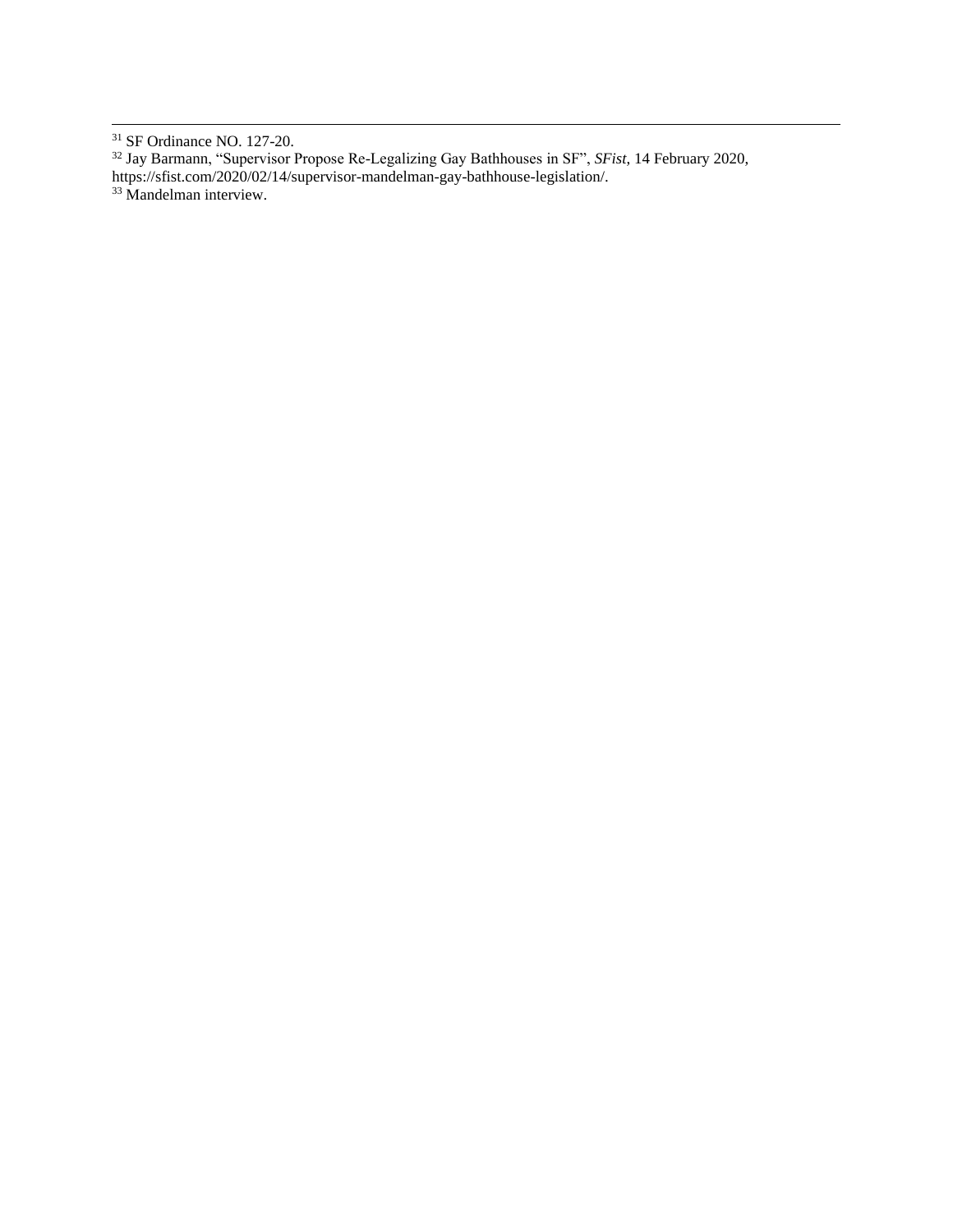[31] SF Ordinance NO. 127-20.

[32] Jay Barmann, "Supervisor Propose Re-Legalizing Gay Bathhouses in SF", *SFist*, 14 February 2020, https://sfist.com/2020/02/14/supervisor-mandelman-gay-bathhouse-legislation/.

[33] Mandelman interview.